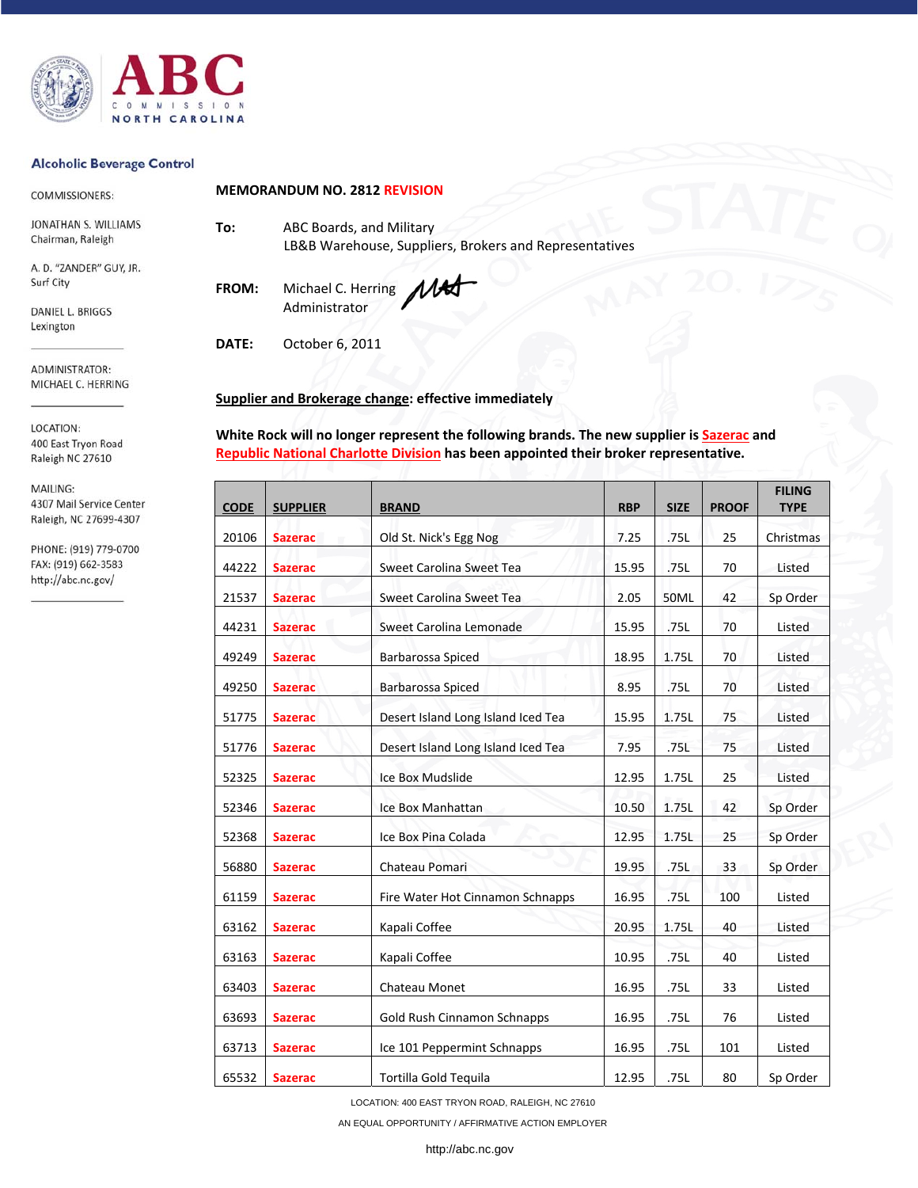# ABC COMMISSION NORTH CAROLINA

**Alcoholic Beverage Control**

COMMISSIONERS:

JONATHAN S. WILLIAMS
Chairman, Raleigh

A. D. "ZANDER" GUY, JR.
Surf City

DANIEL L. BRIGGS
Lexington

ADMINISTRATOR:
MICHAEL C. HERRING

LOCATION:
400 East Tryon Road
Raleigh NC 27610

MAILING:
4307 Mail Service Center
Raleigh, NC 27699-4307

PHONE: (919) 779-0700
FAX: (919) 662-3583
http://abc.nc.gov/

## MEMORANDUM NO. 2812 REVISION

**To:** ABC Boards, and Military
LB&B Warehouse, Suppliers, Brokers and Representatives

**FROM:** Michael C. Herring
Administrator

**DATE:** October 6, 2011

**Supplier and Brokerage change: effective immediately**

**White Rock will no longer represent the following brands. The new supplier is Sazerac and Republic National Charlotte Division has been appointed their broker representative.**

| CODE | SUPPLIER | BRAND | RBP | SIZE | PROOF | FILING TYPE |
|---|---|---|---|---|---|---|
| 20106 | Sazerac | Old St. Nick's Egg Nog | 7.25 | .75L | 25 | Christmas |
| 44222 | Sazerac | Sweet Carolina Sweet Tea | 15.95 | .75L | 70 | Listed |
| 21537 | Sazerac | Sweet Carolina Sweet Tea | 2.05 | 50ML | 42 | Sp Order |
| 44231 | Sazerac | Sweet Carolina Lemonade | 15.95 | .75L | 70 | Listed |
| 49249 | Sazerac | Barbarossa Spiced | 18.95 | 1.75L | 70 | Listed |
| 49250 | Sazerac | Barbarossa Spiced | 8.95 | .75L | 70 | Listed |
| 51775 | Sazerac | Desert Island Long Island Iced Tea | 15.95 | 1.75L | 75 | Listed |
| 51776 | Sazerac | Desert Island Long Island Iced Tea | 7.95 | .75L | 75 | Listed |
| 52325 | Sazerac | Ice Box Mudslide | 12.95 | 1.75L | 25 | Listed |
| 52346 | Sazerac | Ice Box Manhattan | 10.50 | 1.75L | 42 | Sp Order |
| 52368 | Sazerac | Ice Box Pina Colada | 12.95 | 1.75L | 25 | Sp Order |
| 56880 | Sazerac | Chateau Pomari | 19.95 | .75L | 33 | Sp Order |
| 61159 | Sazerac | Fire Water Hot Cinnamon Schnapps | 16.95 | .75L | 100 | Listed |
| 63162 | Sazerac | Kapali Coffee | 20.95 | 1.75L | 40 | Listed |
| 63163 | Sazerac | Kapali Coffee | 10.95 | .75L | 40 | Listed |
| 63403 | Sazerac | Chateau Monet | 16.95 | .75L | 33 | Listed |
| 63693 | Sazerac | Gold Rush Cinnamon Schnapps | 16.95 | .75L | 76 | Listed |
| 63713 | Sazerac | Ice 101 Peppermint Schnapps | 16.95 | .75L | 101 | Listed |
| 65532 | Sazerac | Tortilla Gold Tequila | 12.95 | .75L | 80 | Sp Order |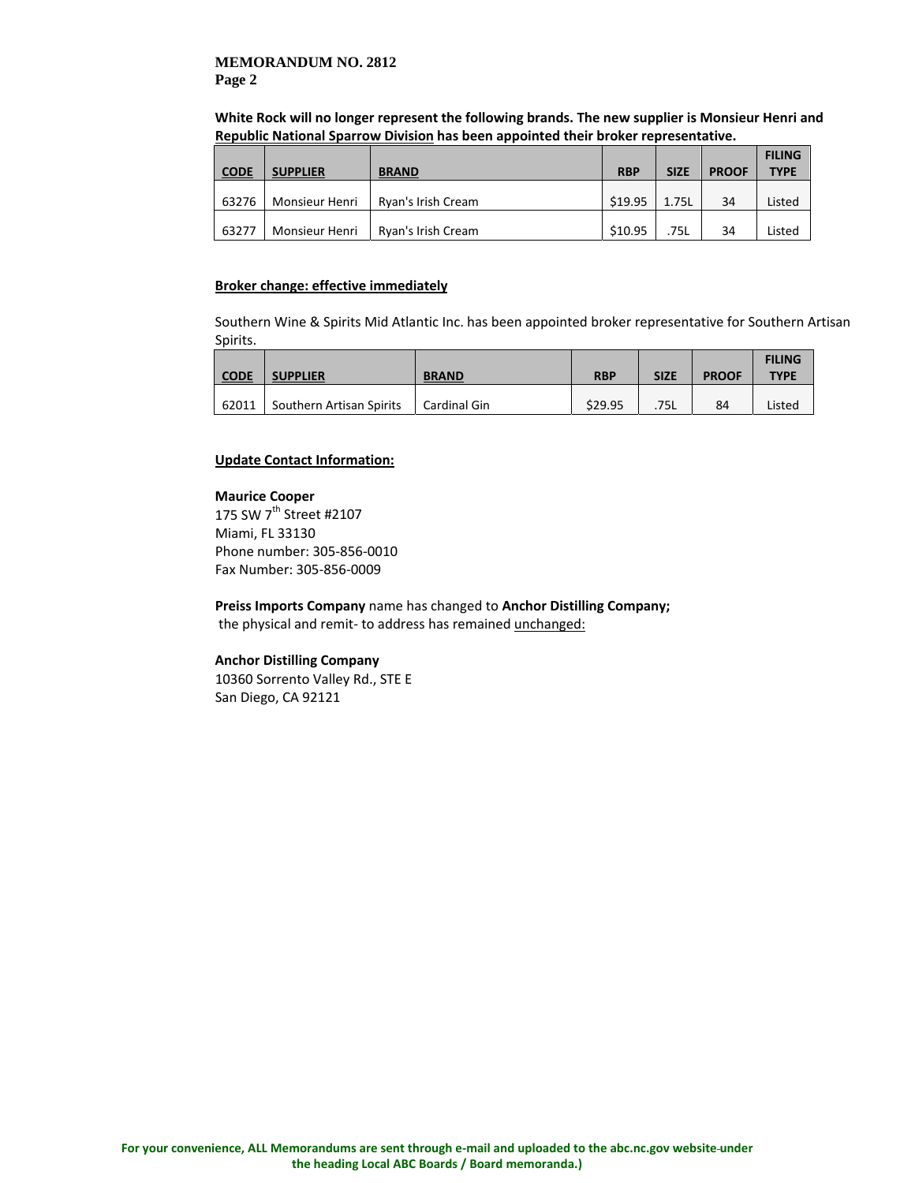**MEMORANDUM NO. 2812**
**Page 2**

**White Rock will no longer represent the following brands. The new supplier is Monsieur Henri and Republic National Sparrow Division has been appointed their broker representative.**

| CODE | SUPPLIER | BRAND | RBP | SIZE | PROOF | FILING TYPE |
|---|---|---|---|---|---|---|
| 63276 | Monsieur Henri | Ryan's Irish Cream | $19.95 | 1.75L | 34 | Listed |
| 63277 | Monsieur Henri | Ryan's Irish Cream | $10.95 | .75L | 34 | Listed |

**Broker change: effective immediately**

Southern Wine & Spirits Mid Atlantic Inc. has been appointed broker representative for Southern Artisan Spirits.

| CODE | SUPPLIER | BRAND | RBP | SIZE | PROOF | FILING TYPE |
|---|---|---|---|---|---|---|
| 62011 | Southern Artisan Spirits | Cardinal Gin | $29.95 | .75L | 84 | Listed |

**Update Contact Information:**

**Maurice Cooper**
175 SW 7th Street #2107
Miami, FL 33130
Phone number: 305-856-0010
Fax Number: 305-856-0009

**Preiss Imports Company** name has changed to **Anchor Distilling Company;** the physical and remit- to address has remained unchanged:

**Anchor Distilling Company**
10360 Sorrento Valley Rd., STE E
San Diego, CA 92121

**For your convenience, ALL Memorandums are sent through e-mail and uploaded to the abc.nc.gov website under the heading Local ABC Boards / Board memoranda.)**